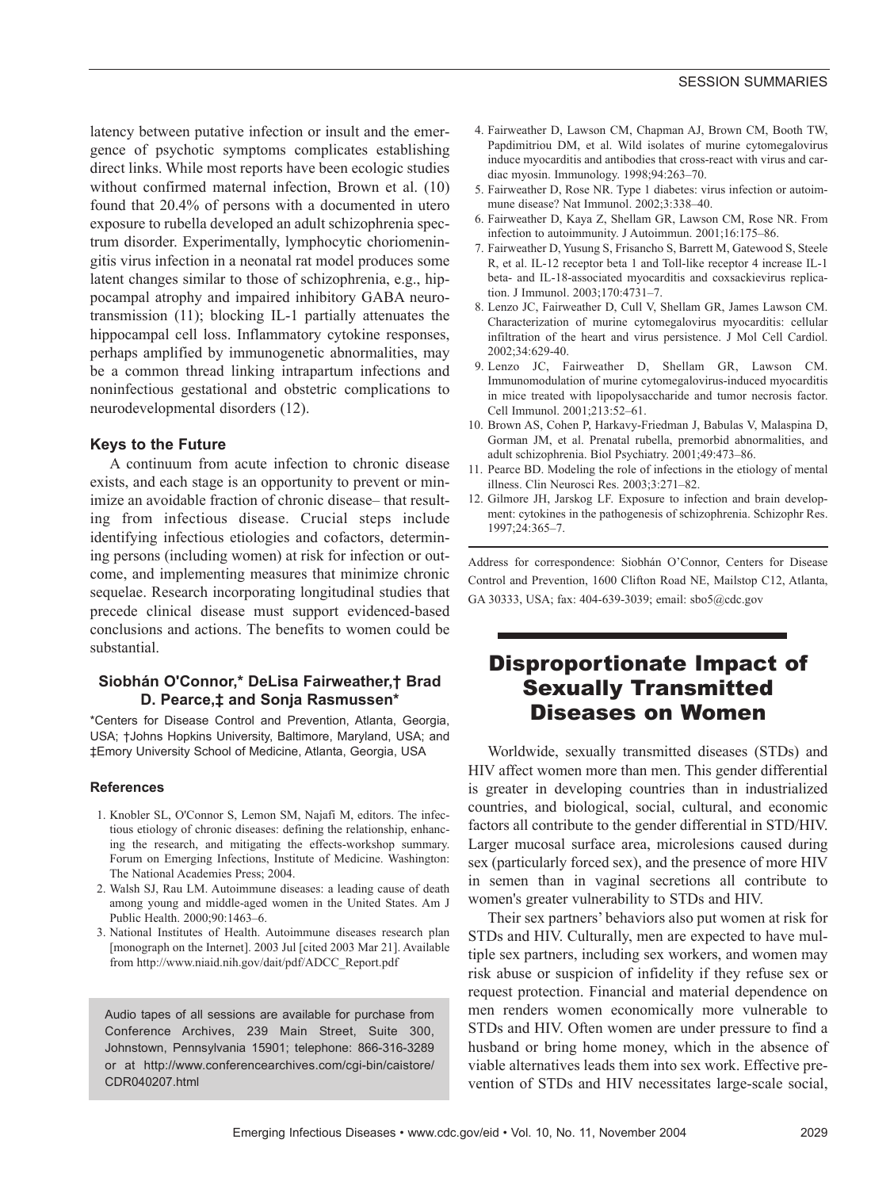latency between putative infection or insult and the emergence of psychotic symptoms complicates establishing direct links. While most reports have been ecologic studies without confirmed maternal infection, Brown et al. (10) found that 20.4% of persons with a documented in utero exposure to rubella developed an adult schizophrenia spectrum disorder. Experimentally, lymphocytic choriomeningitis virus infection in a neonatal rat model produces some latent changes similar to those of schizophrenia, e.g., hippocampal atrophy and impaired inhibitory GABA neurotransmission (11); blocking IL-1 partially attenuates the hippocampal cell loss. Inflammatory cytokine responses, perhaps amplified by immunogenetic abnormalities, may be a common thread linking intrapartum infections and noninfectious gestational and obstetric complications to neurodevelopmental disorders (12).

### Keys to the Future

A continuum from acute infection to chronic disease exists, and each stage is an opportunity to prevent or minimize an avoidable fraction of chronic disease– that resulting from infectious disease. Crucial steps include identifying infectious etiologies and cofactors, determining persons (including women) at risk for infection or outcome, and implementing measures that minimize chronic sequelae. Research incorporating longitudinal studies that precede clinical disease must support evidenced-based conclusions and actions. The benefits to women could be substantial.

**Siobhán O'Connor,* DeLisa Fairweather,† Brad D. Pearce,‡ and Sonja Rasmussen***

*Centers for Disease Control and Prevention, Atlanta, Georgia, USA; †Johns Hopkins University, Baltimore, Maryland, USA; and ‡Emory University School of Medicine, Atlanta, Georgia, USA

### References

1. Knobler SL, O'Connor S, Lemon SM, Najafi M, editors. The infectious etiology of chronic diseases: defining the relationship, enhancing the research, and mitigating the effects-workshop summary. Forum on Emerging Infections, Institute of Medicine. Washington: The National Academies Press; 2004.
2. Walsh SJ, Rau LM. Autoimmune diseases: a leading cause of death among young and middle-aged women in the United States. Am J Public Health. 2000;90:1463–6.
3. National Institutes of Health. Autoimmune diseases research plan [monograph on the Internet]. 2003 Jul [cited 2003 Mar 21]. Available from http://www.niaid.nih.gov/dait/pdf/ADCC_Report.pdf
4. Fairweather D, Lawson CM, Chapman AJ, Brown CM, Booth TW, Papdimitriou DM, et al. Wild isolates of murine cytomegalovirus induce myocarditis and antibodies that cross-react with virus and cardiac myosin. Immunology. 1998;94:263–70.
5. Fairweather D, Rose NR. Type 1 diabetes: virus infection or autoimmune disease? Nat Immunol. 2002;3:338–40.
6. Fairweather D, Kaya Z, Shellam GR, Lawson CM, Rose NR. From infection to autoimmunity. J Autoimmun. 2001;16:175–86.
7. Fairweather D, Yusung S, Frisancho S, Barrett M, Gatewood S, Steele R, et al. IL-12 receptor beta 1 and Toll-like receptor 4 increase IL-1 beta- and IL-18-associated myocarditis and coxsackievirus replication. J Immunol. 2003;170:4731–7.
8. Lenzo JC, Fairweather D, Cull V, Shellam GR, James Lawson CM. Characterization of murine cytomegalovirus myocarditis: cellular infiltration of the heart and virus persistence. J Mol Cell Cardiol. 2002;34:629-40.
9. Lenzo JC, Fairweather D, Shellam GR, Lawson CM. Immunomodulation of murine cytomegalovirus-induced myocarditis in mice treated with lipopolysaccharide and tumor necrosis factor. Cell Immunol. 2001;213:52–61.
10. Brown AS, Cohen P, Harkavy-Friedman J, Babulas V, Malaspina D, Gorman JM, et al. Prenatal rubella, premorbid abnormalities, and adult schizophrenia. Biol Psychiatry. 2001;49:473–86.
11. Pearce BD. Modeling the role of infections in the etiology of mental illness. Clin Neurosci Res. 2003;3:271–82.
12. Gilmore JH, Jarskog LF. Exposure to infection and brain development: cytokines in the pathogenesis of schizophrenia. Schizophr Res. 1997;24:365–7.

Address for correspondence: Siobhán O'Connor, Centers for Disease Control and Prevention, 1600 Clifton Road NE, Mailstop C12, Atlanta, GA 30333, USA; fax: 404-639-3039; email: sbo5@cdc.gov

Audio tapes of all sessions are available for purchase from Conference Archives, 239 Main Street, Suite 300, Johnstown, Pennsylvania 15901; telephone: 866-316-3289 or at http://www.conferencearchives.com/cgi-bin/caistore/CDR040207.html

## Disproportionate Impact of Sexually Transmitted Diseases on Women

Worldwide, sexually transmitted diseases (STDs) and HIV affect women more than men. This gender differential is greater in developing countries than in industrialized countries, and biological, social, cultural, and economic factors all contribute to the gender differential in STD/HIV. Larger mucosal surface area, microlesions caused during sex (particularly forced sex), and the presence of more HIV in semen than in vaginal secretions all contribute to women's greater vulnerability to STDs and HIV.

Their sex partners' behaviors also put women at risk for STDs and HIV. Culturally, men are expected to have multiple sex partners, including sex workers, and women may risk abuse or suspicion of infidelity if they refuse sex or request protection. Financial and material dependence on men renders women economically more vulnerable to STDs and HIV. Often women are under pressure to find a husband or bring home money, which in the absence of viable alternatives leads them into sex work. Effective prevention of STDs and HIV necessitates large-scale social,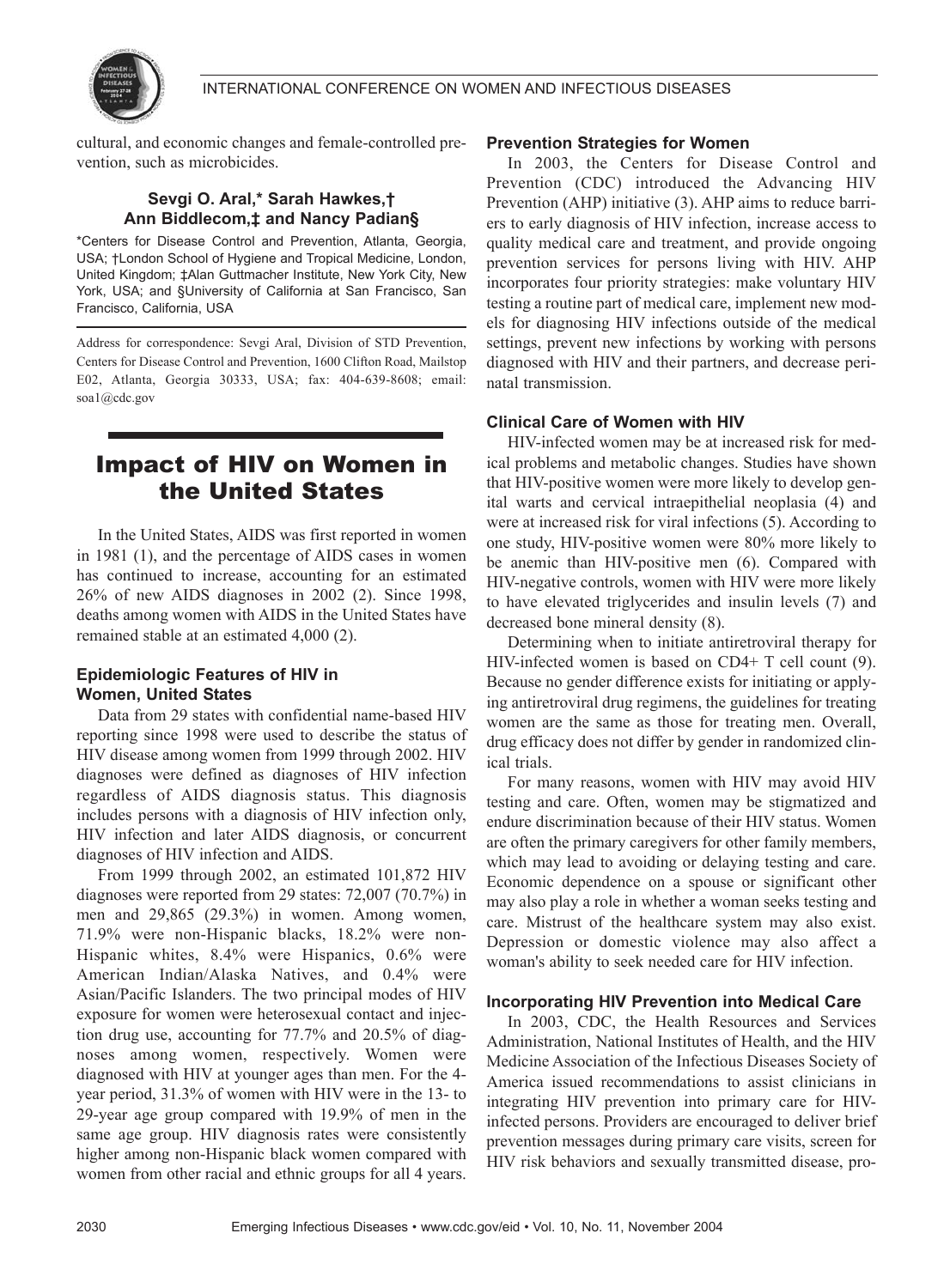cultural, and economic changes and female-controlled prevention, such as microbicides.

**Sevgi O. Aral,* Sarah Hawkes,† Ann Biddlecom,‡ and Nancy Padian§**

*Centers for Disease Control and Prevention, Atlanta, Georgia, USA; †London School of Hygiene and Tropical Medicine, London, United Kingdom; ‡Alan Guttmacher Institute, New York City, New York, USA; and §University of California at San Francisco, San Francisco, California, USA

Address for correspondence: Sevgi Aral, Division of STD Prevention, Centers for Disease Control and Prevention, 1600 Clifton Road, Mailstop E02, Atlanta, Georgia 30333, USA; fax: 404-639-8608; email: soa1@cdc.gov

# Impact of HIV on Women in the United States

In the United States, AIDS was first reported in women in 1981 (1), and the percentage of AIDS cases in women has continued to increase, accounting for an estimated 26% of new AIDS diagnoses in 2002 (2). Since 1998, deaths among women with AIDS in the United States have remained stable at an estimated 4,000 (2).

### Epidemiologic Features of HIV in Women, United States

Data from 29 states with confidential name-based HIV reporting since 1998 were used to describe the status of HIV disease among women from 1999 through 2002. HIV diagnoses were defined as diagnoses of HIV infection regardless of AIDS diagnosis status. This diagnosis includes persons with a diagnosis of HIV infection only, HIV infection and later AIDS diagnosis, or concurrent diagnoses of HIV infection and AIDS.

From 1999 through 2002, an estimated 101,872 HIV diagnoses were reported from 29 states: 72,007 (70.7%) in men and 29,865 (29.3%) in women. Among women, 71.9% were non-Hispanic blacks, 18.2% were non-Hispanic whites, 8.4% were Hispanics, 0.6% were American Indian/Alaska Natives, and 0.4% were Asian/Pacific Islanders. The two principal modes of HIV exposure for women were heterosexual contact and injection drug use, accounting for 77.7% and 20.5% of diagnoses among women, respectively. Women were diagnosed with HIV at younger ages than men. For the 4-year period, 31.3% of women with HIV were in the 13- to 29-year age group compared with 19.9% of men in the same age group. HIV diagnosis rates were consistently higher among non-Hispanic black women compared with women from other racial and ethnic groups for all 4 years.

### Prevention Strategies for Women

In 2003, the Centers for Disease Control and Prevention (CDC) introduced the Advancing HIV Prevention (AHP) initiative (3). AHP aims to reduce barriers to early diagnosis of HIV infection, increase access to quality medical care and treatment, and provide ongoing prevention services for persons living with HIV. AHP incorporates four priority strategies: make voluntary HIV testing a routine part of medical care, implement new models for diagnosing HIV infections outside of the medical settings, prevent new infections by working with persons diagnosed with HIV and their partners, and decrease perinatal transmission.

### Clinical Care of Women with HIV

HIV-infected women may be at increased risk for medical problems and metabolic changes. Studies have shown that HIV-positive women were more likely to develop genital warts and cervical intraepithelial neoplasia (4) and were at increased risk for viral infections (5). According to one study, HIV-positive women were 80% more likely to be anemic than HIV-positive men (6). Compared with HIV-negative controls, women with HIV were more likely to have elevated triglycerides and insulin levels (7) and decreased bone mineral density (8).

Determining when to initiate antiretroviral therapy for HIV-infected women is based on CD4+ T cell count (9). Because no gender difference exists for initiating or applying antiretroviral drug regimens, the guidelines for treating women are the same as those for treating men. Overall, drug efficacy does not differ by gender in randomized clinical trials.

For many reasons, women with HIV may avoid HIV testing and care. Often, women may be stigmatized and endure discrimination because of their HIV status. Women are often the primary caregivers for other family members, which may lead to avoiding or delaying testing and care. Economic dependence on a spouse or significant other may also play a role in whether a woman seeks testing and care. Mistrust of the healthcare system may also exist. Depression or domestic violence may also affect a woman's ability to seek needed care for HIV infection.

### Incorporating HIV Prevention into Medical Care

In 2003, CDC, the Health Resources and Services Administration, National Institutes of Health, and the HIV Medicine Association of the Infectious Diseases Society of America issued recommendations to assist clinicians in integrating HIV prevention into primary care for HIV-infected persons. Providers are encouraged to deliver brief prevention messages during primary care visits, screen for HIV risk behaviors and sexually transmitted disease, pro-